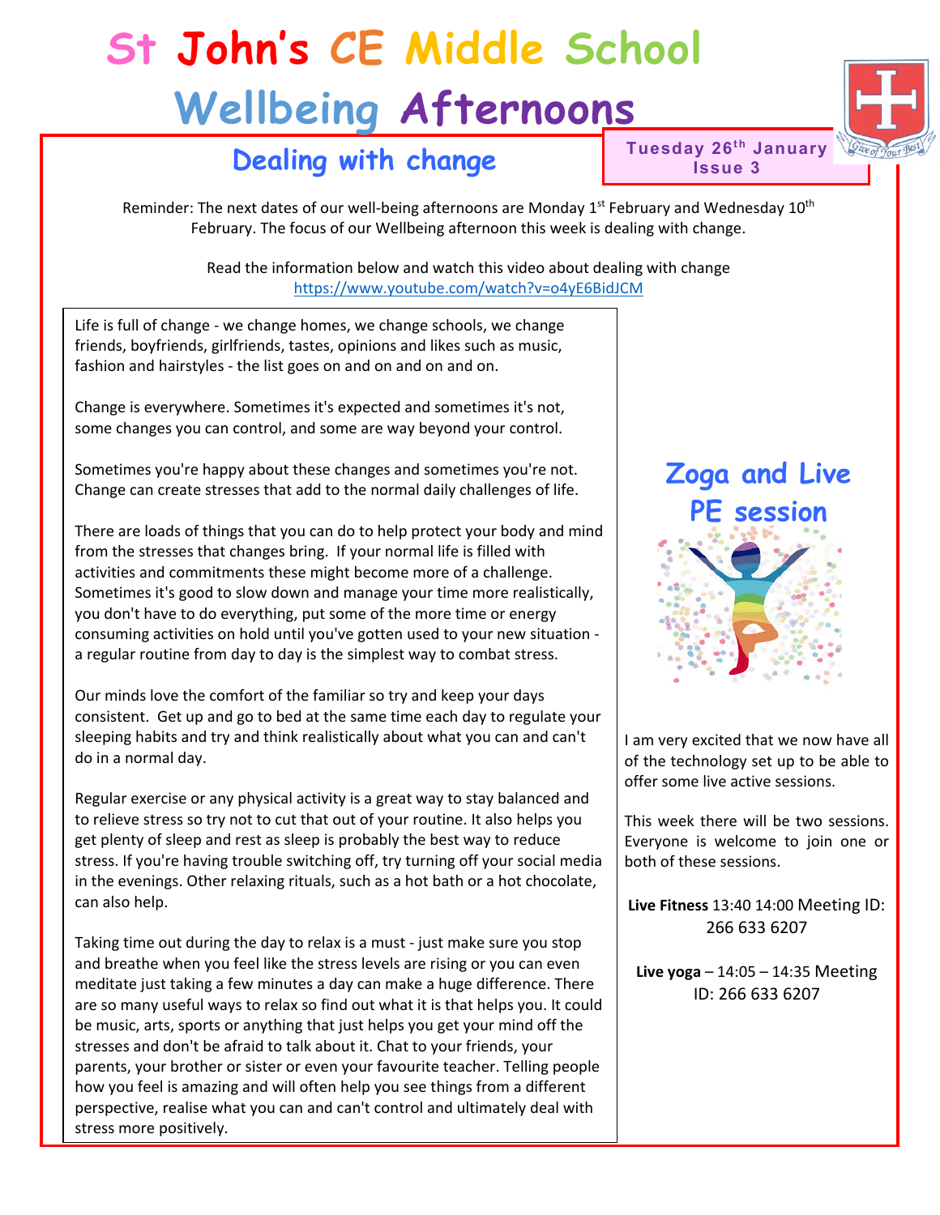# St John's CE Middle School

# Wellbeing Afternoons

## Dealing with change

**Tuesday 26th January**
**Issue 3**

Reminder: The next dates of our well-being afternoons are Monday 1st February and Wednesday 10th February. The focus of our Wellbeing afternoon this week is dealing with change.

Read the information below and watch this video about dealing with change
https://www.youtube.com/watch?v=o4yE6BidJCM

Life is full of change - we change homes, we change schools, we change friends, boyfriends, girlfriends, tastes, opinions and likes such as music, fashion and hairstyles - the list goes on and on and on and on.

Change is everywhere. Sometimes it's expected and sometimes it's not, some changes you can control, and some are way beyond your control.

Sometimes you're happy about these changes and sometimes you're not. Change can create stresses that add to the normal daily challenges of life.

There are loads of things that you can do to help protect your body and mind from the stresses that changes bring. If your normal life is filled with activities and commitments these might become more of a challenge. Sometimes it's good to slow down and manage your time more realistically, you don't have to do everything, put some of the more time or energy consuming activities on hold until you've gotten used to your new situation - a regular routine from day to day is the simplest way to combat stress.

Our minds love the comfort of the familiar so try and keep your days consistent. Get up and go to bed at the same time each day to regulate your sleeping habits and try and think realistically about what you can and can't do in a normal day.

Regular exercise or any physical activity is a great way to stay balanced and to relieve stress so try not to cut that out of your routine. It also helps you get plenty of sleep and rest as sleep is probably the best way to reduce stress. If you're having trouble switching off, try turning off your social media in the evenings. Other relaxing rituals, such as a hot bath or a hot chocolate, can also help.

Taking time out during the day to relax is a must - just make sure you stop and breathe when you feel like the stress levels are rising or you can even meditate just taking a few minutes a day can make a huge difference. There are so many useful ways to relax so find out what it is that helps you. It could be music, arts, sports or anything that just helps you get your mind off the stresses and don't be afraid to talk about it. Chat to your friends, your parents, your brother or sister or even your favourite teacher. Telling people how you feel is amazing and will often help you see things from a different perspective, realise what you can and can't control and ultimately deal with stress more positively.

## Zoga and Live PE session

I am very excited that we now have all of the technology set up to be able to offer some live active sessions.

This week there will be two sessions. Everyone is welcome to join one or both of these sessions.

**Live Fitness** 13:40 14:00 Meeting ID: 266 633 6207

**Live yoga** – 14:05 – 14:35 Meeting ID: 266 633 6207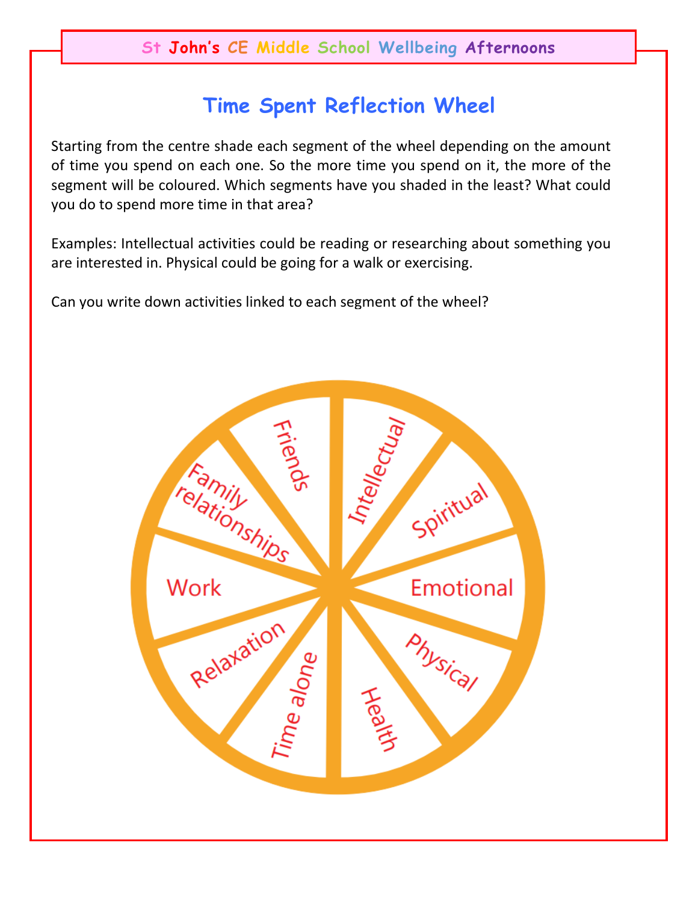St John's CE Middle School Wellbeing Afternoons

## Time Spent Reflection Wheel

Starting from the centre shade each segment of the wheel depending on the amount of time you spend on each one. So the more time you spend on it, the more of the segment will be coloured. Which segments have you shaded in the least? What could you do to spend more time in that area?

Examples: Intellectual activities could be reading or researching about something you are interested in. Physical could be going for a walk or exercising.

Can you write down activities linked to each segment of the wheel?

Friends

Intellectual

Spiritual

Emotional

Physical

Health

Time alone

Relaxation

Work

Family relationships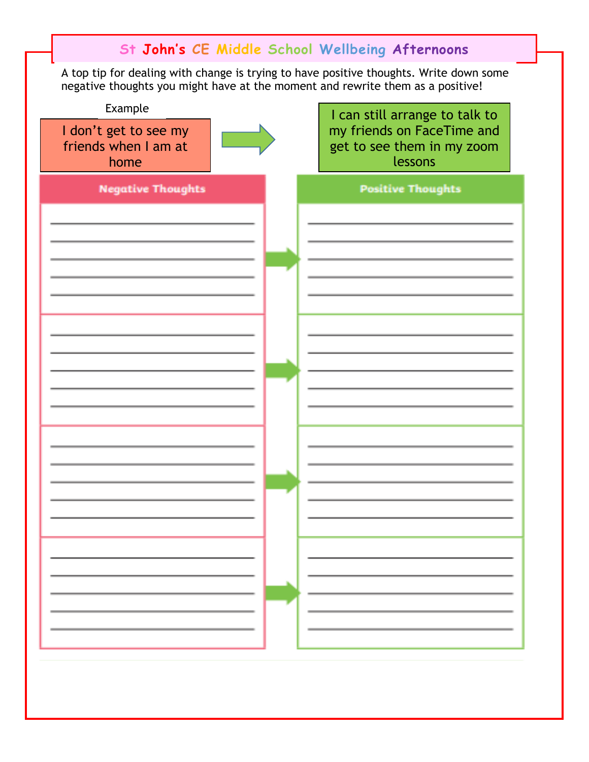# St John's CE Middle School Wellbeing Afternoons

A top tip for dealing with change is trying to have positive thoughts. Write down some negative thoughts you might have at the moment and rewrite them as a positive!

Example

| | | |
|---|---|---|
| I don't get to see my friends when I am at home | → | I can still arrange to talk to my friends on FaceTime and get to see them in my zoom lessons |

| Negative Thoughts | | Positive Thoughts |
|---|---|---|
| | → | |
| | → | |
| | → | |
| | → | |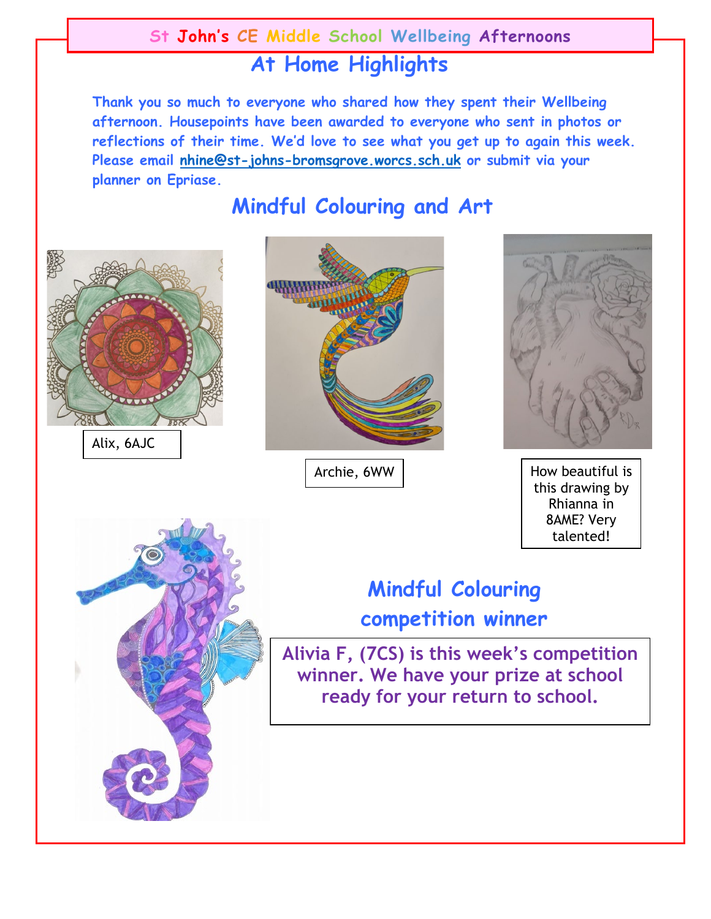# St John's CE Middle School Wellbeing Afternoons

## At Home Highlights

**Thank you so much to everyone who shared how they spent their Wellbeing afternoon. Housepoints have been awarded to everyone who sent in photos or reflections of their time. We'd love to see what you get up to again this week. Please email nhine@st-johns-bromsgrove.worcs.sch.uk or submit via your planner on Epriase.**

## Mindful Colouring and Art

Alix, 6AJC

Archie, 6WW

How beautiful is this drawing by Rhianna in 8AME? Very talented!

## Mindful Colouring competition winner

**Alivia F, (7CS) is this week's competition winner. We have your prize at school ready for your return to school.**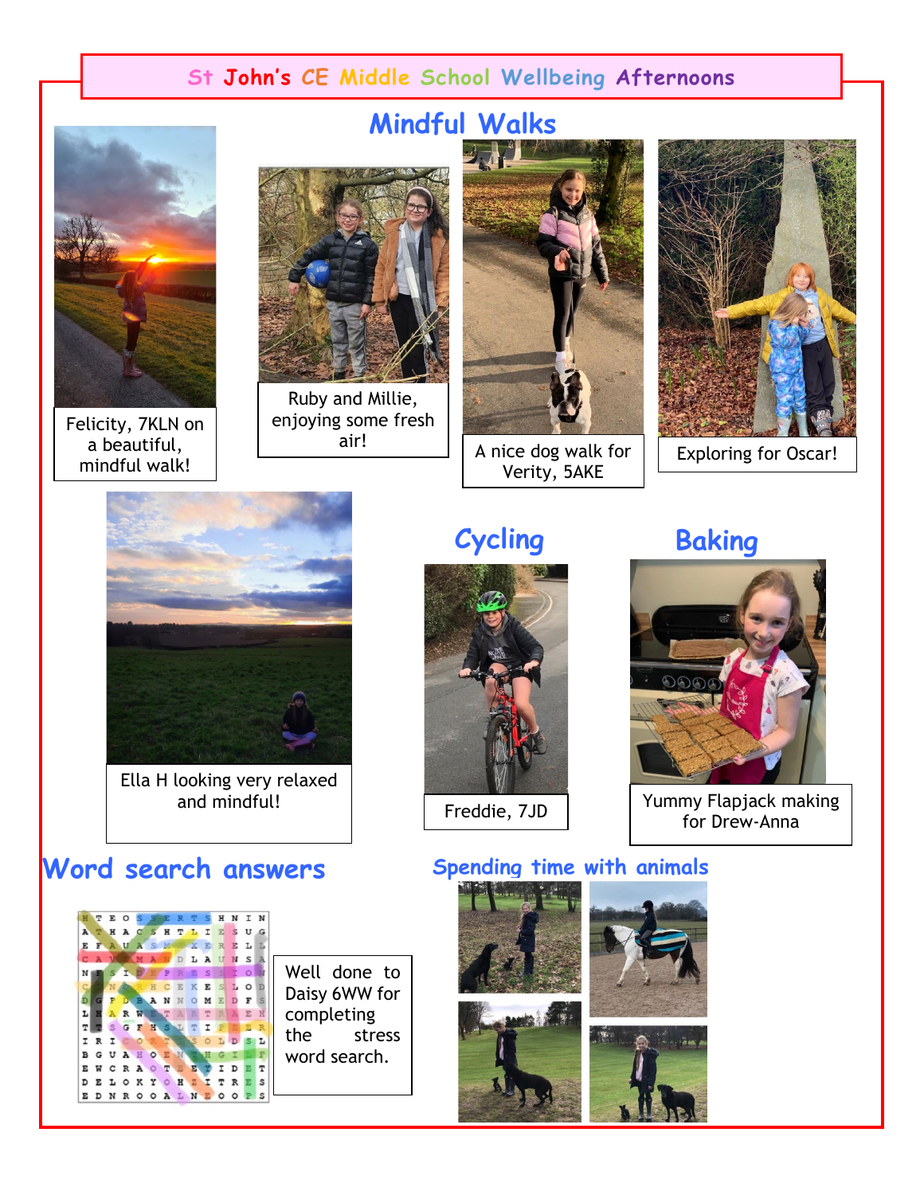# St John's CE Middle School Wellbeing Afternoons

## Mindful Walks

Felicity, 7KLN on a beautiful, mindful walk!

Ruby and Millie, enjoying some fresh air!

A nice dog walk for Verity, 5AKE

Exploring for Oscar!

Ella H looking very relaxed and mindful!

## Cycling

Freddie, 7JD

## Baking

Yummy Flapjack making for Drew-Anna

## Word search answers

Well done to Daisy 6WW for completing the stress word search.

## Spending time with animals